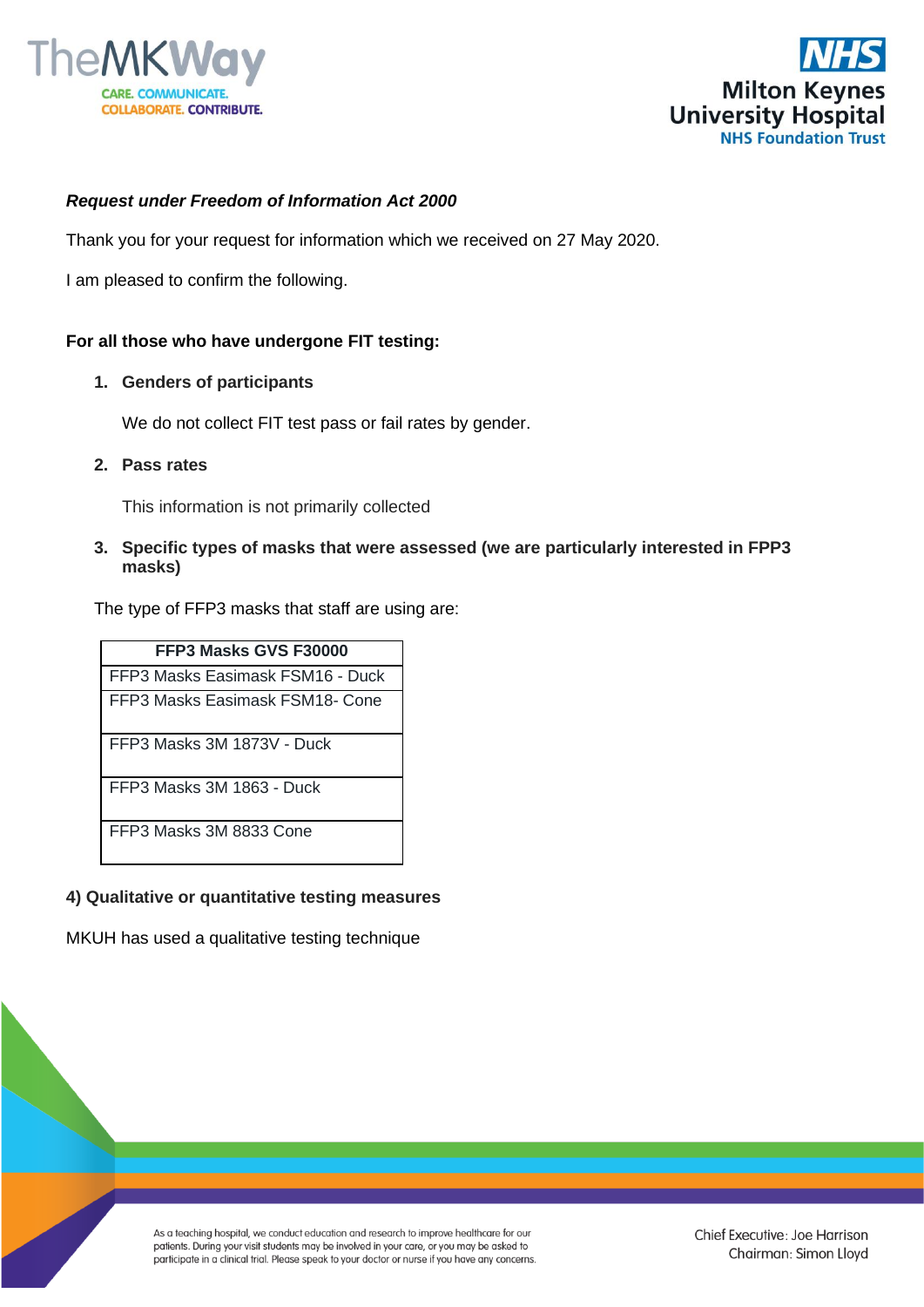***Request under Freedom of Information Act 2000***

Thank you for your request for information which we received on 27 May 2020.

I am pleased to confirm the following.

**For all those who have undergone FIT testing:**

1. **Genders of participants**

   We do not collect FIT test pass or fail rates by gender.

2. **Pass rates**

   This information is not primarily collected

3. **Specific types of masks that were assessed (we are particularly interested in FPP3 masks)**

The type of FFP3 masks that staff are using are:

| FFP3 Masks GVS F30000 |
|---|
| FFP3 Masks Easimask FSM16 - Duck |
| FFP3 Masks Easimask FSM18- Cone |
| FFP3 Masks 3M 1873V - Duck |
| FFP3 Masks 3M 1863 - Duck |
| FFP3 Masks 3M 8833 Cone |

**4) Qualitative or quantitative testing measures**

MKUH has used a qualitative testing technique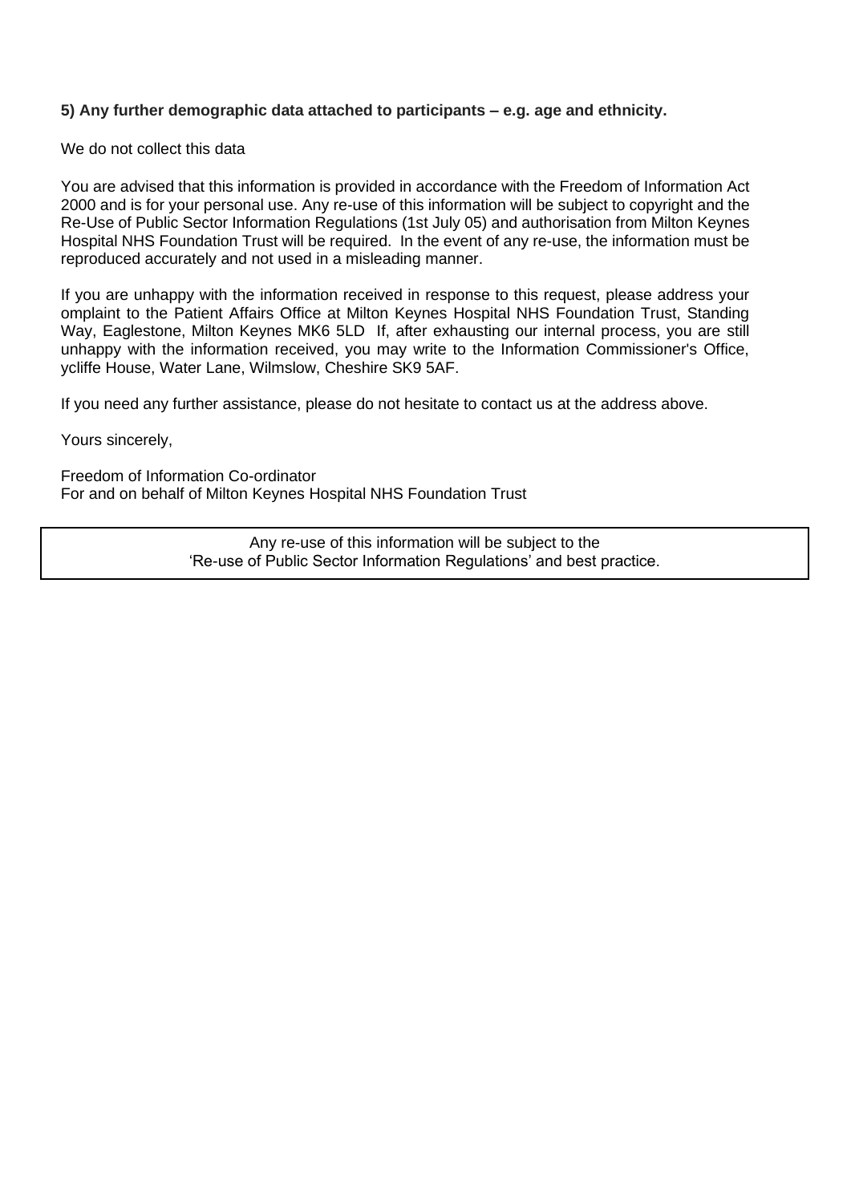**5) Any further demographic data attached to participants – e.g. age and ethnicity.**

We do not collect this data

You are advised that this information is provided in accordance with the Freedom of Information Act 2000 and is for your personal use. Any re-use of this information will be subject to copyright and the Re-Use of Public Sector Information Regulations (1st July 05) and authorisation from Milton Keynes Hospital NHS Foundation Trust will be required. In the event of any re-use, the information must be reproduced accurately and not used in a misleading manner.

If you are unhappy with the information received in response to this request, please address your omplaint to the Patient Affairs Office at Milton Keynes Hospital NHS Foundation Trust, Standing Way, Eaglestone, Milton Keynes MK6 5LD If, after exhausting our internal process, you are still unhappy with the information received, you may write to the Information Commissioner's Office, ycliffe House, Water Lane, Wilmslow, Cheshire SK9 5AF.

If you need any further assistance, please do not hesitate to contact us at the address above.

Yours sincerely,

Freedom of Information Co-ordinator
For and on behalf of Milton Keynes Hospital NHS Foundation Trust

Any re-use of this information will be subject to the
'Re-use of Public Sector Information Regulations' and best practice.